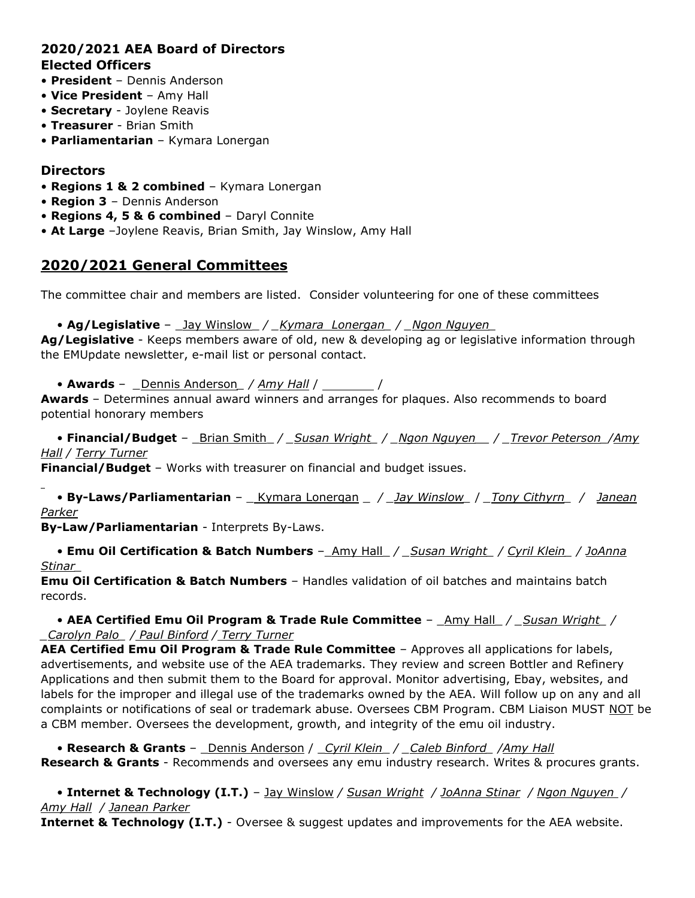## 2020/2021 AEA Board of Directors

### Elected Officers

- **President** – Dennis Anderson
- **Vice President** – Amy Hall
- **Secretary** - Joylene Reavis
- **Treasurer** - Brian Smith
- **Parliamentarian** – Kymara Lonergan

### Directors

- **Regions 1 & 2 combined** – Kymara Lonergan
- **Region 3** – Dennis Anderson
- **Regions 4, 5 & 6 combined** – Daryl Connite
- **At Large** –Joylene Reavis, Brian Smith, Jay Winslow, Amy Hall

## 2020/2021 General Committees

The committee chair and members are listed. Consider volunteering for one of these committees

- **Ag/Legislative** – Jay Winslow / *Kymara Lonergan* / *Ngon Nguyen*

**Ag/Legislative** - Keeps members aware of old, new & developing ag or legislative information through the EMUpdate newsletter, e-mail list or personal contact.

- **Awards** – Dennis Anderson / *Amy Hall* / _______ /

**Awards** – Determines annual award winners and arranges for plaques. Also recommends to board potential honorary members

- **Financial/Budget** – Brian Smith / *Susan Wright* / *Ngon Nguyen* / *Trevor Peterson* / *Amy Hall* / *Terry Turner*

**Financial/Budget** – Works with treasurer on financial and budget issues.

- **By-Laws/Parliamentarian** – Kymara Lonergan / *Jay Winslow* / *Tony Cithyrn* / *Janean Parker*

**By-Law/Parliamentarian** - Interprets By-Laws.

- **Emu Oil Certification & Batch Numbers** – Amy Hall / *Susan Wright* / *Cyril Klein* / *JoAnna Stinar*

**Emu Oil Certification & Batch Numbers** – Handles validation of oil batches and maintains batch records.

- **AEA Certified Emu Oil Program & Trade Rule Committee** – Amy Hall / *Susan Wright* / *Carolyn Palo* / *Paul Binford* / *Terry Turner*

**AEA Certified Emu Oil Program & Trade Rule Committee** – Approves all applications for labels, advertisements, and website use of the AEA trademarks. They review and screen Bottler and Refinery Applications and then submit them to the Board for approval. Monitor advertising, Ebay, websites, and labels for the improper and illegal use of the trademarks owned by the AEA. Will follow up on any and all complaints or notifications of seal or trademark abuse. Oversees CBM Program. CBM Liaison MUST NOT be a CBM member. Oversees the development, growth, and integrity of the emu oil industry.

- **Research & Grants** – Dennis Anderson / *Cyril Klein* / *Caleb Binford* / *Amy Hall*

**Research & Grants** - Recommends and oversees any emu industry research. Writes & procures grants.

- **Internet & Technology (I.T.)** – Jay Winslow / *Susan Wright* / *JoAnna Stinar* / *Ngon Nguyen* / *Amy Hall* / *Janean Parker*

**Internet & Technology (I.T.)** - Oversee & suggest updates and improvements for the AEA website.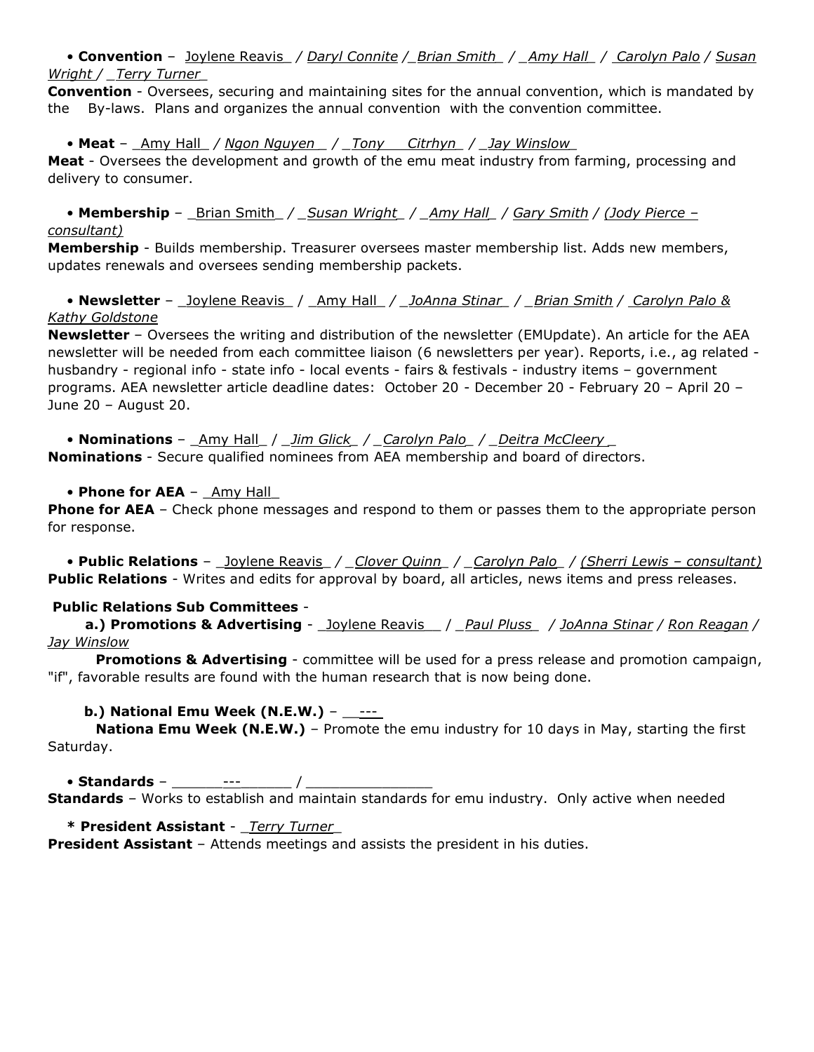• **Convention** – Joylene Reavis / *Daryl Connite* / *Brian Smith* / *Amy Hall* / *Carolyn Palo* / *Susan Wright* / *Terry Turner*

**Convention** - Oversees, securing and maintaining sites for the annual convention, which is mandated by the By-laws. Plans and organizes the annual convention with the convention committee.

• **Meat** – Amy Hall / *Ngon Nguyen* / *Tony Citrhyn* / *Jay Winslow*

**Meat** - Oversees the development and growth of the emu meat industry from farming, processing and delivery to consumer.

• **Membership** – Brian Smith / *Susan Wright* / *Amy Hall* / *Gary Smith* / *(Jody Pierce – consultant)*

**Membership** - Builds membership. Treasurer oversees master membership list. Adds new members, updates renewals and oversees sending membership packets.

• **Newsletter** – Joylene Reavis / Amy Hall / *JoAnna Stinar* / *Brian Smith* / *Carolyn Palo & Kathy Goldstone*

**Newsletter** – Oversees the writing and distribution of the newsletter (EMUpdate). An article for the AEA newsletter will be needed from each committee liaison (6 newsletters per year). Reports, i.e., ag related - husbandry - regional info - state info - local events - fairs & festivals - industry items – government programs. AEA newsletter article deadline dates: October 20 - December 20 - February 20 – April 20 – June 20 – August 20.

• **Nominations** – Amy Hall / *Jim Glick* / *Carolyn Palo* / *Deitra McCleery*

**Nominations** - Secure qualified nominees from AEA membership and board of directors.

• **Phone for AEA** – Amy Hall

**Phone for AEA** – Check phone messages and respond to them or passes them to the appropriate person for response.

• **Public Relations** – Joylene Reavis / *Clover Quinn* / *Carolyn Palo* / *(Sherri Lewis – consultant)*

**Public Relations** - Writes and edits for approval by board, all articles, news items and press releases.

**Public Relations Sub Committees** -

**a.) Promotions & Advertising** - Joylene Reavis / *Paul Pluss* / *JoAnna Stinar* / *Ron Reagan* / *Jay Winslow*

**Promotions & Advertising** - committee will be used for a press release and promotion campaign, "if", favorable results are found with the human research that is now being done.

**b.) National Emu Week (N.E.W.)** – ---

**Nationa Emu Week (N.E.W.)** – Promote the emu industry for 10 days in May, starting the first Saturday.

• **Standards** – --- / ______________

**Standards** – Works to establish and maintain standards for emu industry. Only active when needed

* **President Assistant** - *Terry Turner*

**President Assistant** – Attends meetings and assists the president in his duties.